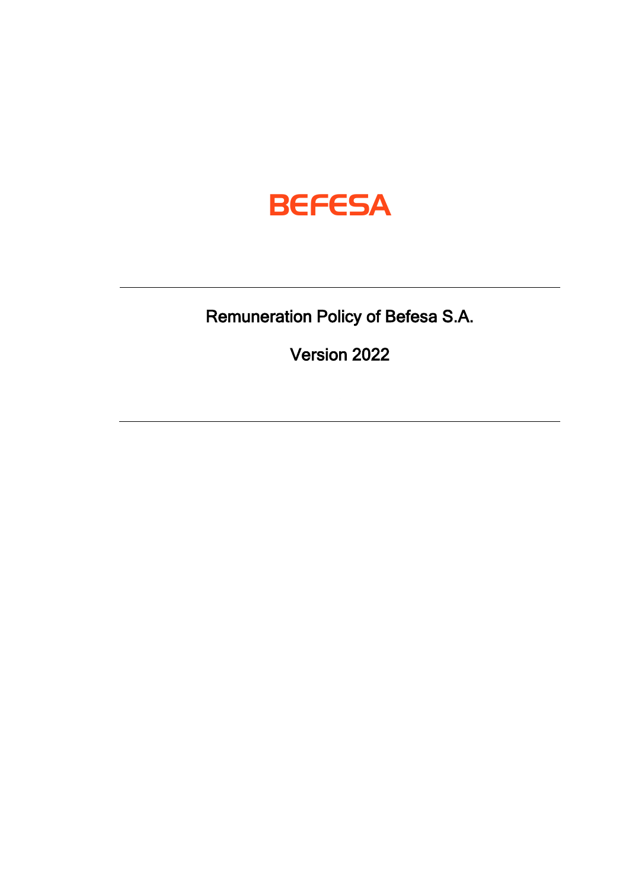BEFESA

# Remuneration Policy of Befesa S.A.

## Version 2022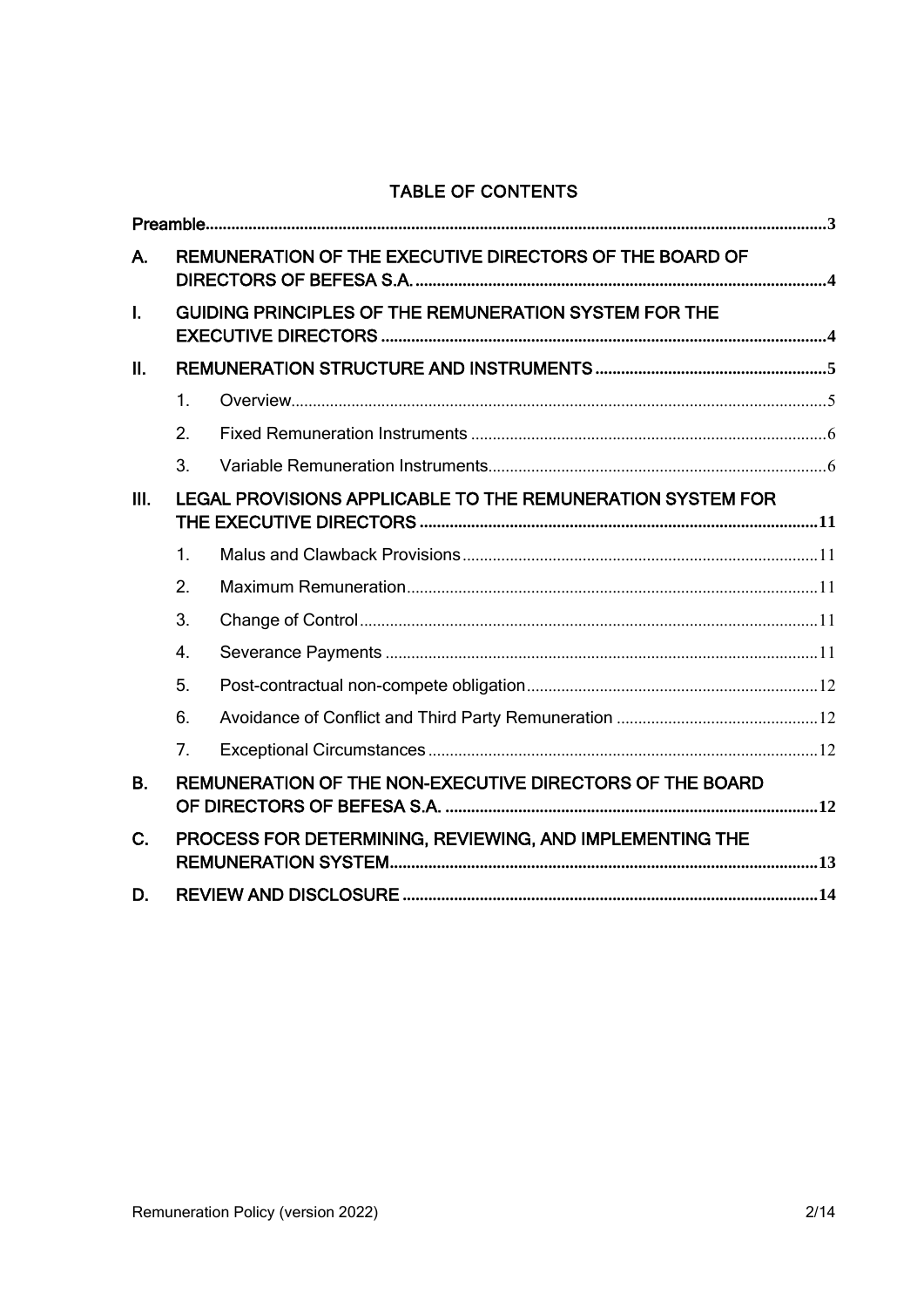## TABLE OF CONTENTS

| | | | |
|---|---|---|---|
| **Preamble** | | | **3** |
| **A.** | **REMUNERATION OF THE EXECUTIVE DIRECTORS OF THE BOARD OF DIRECTORS OF BEFESA S.A.** | | **4** |
| **I.** | **GUIDING PRINCIPLES OF THE REMUNERATION SYSTEM FOR THE EXECUTIVE DIRECTORS** | | **4** |
| **II.** | **REMUNERATION STRUCTURE AND INSTRUMENTS** | | **5** |
| | 1. | Overview | 5 |
| | 2. | Fixed Remuneration Instruments | 6 |
| | 3. | Variable Remuneration Instruments | 6 |
| **III.** | **LEGAL PROVISIONS APPLICABLE TO THE REMUNERATION SYSTEM FOR THE EXECUTIVE DIRECTORS** | | **11** |
| | 1. | Malus and Clawback Provisions | 11 |
| | 2. | Maximum Remuneration | 11 |
| | 3. | Change of Control | 11 |
| | 4. | Severance Payments | 11 |
| | 5. | Post-contractual non-compete obligation | 12 |
| | 6. | Avoidance of Conflict and Third Party Remuneration | 12 |
| | 7. | Exceptional Circumstances | 12 |
| **B.** | **REMUNERATION OF THE NON-EXECUTIVE DIRECTORS OF THE BOARD OF DIRECTORS OF BEFESA S.A.** | | **12** |
| **C.** | **PROCESS FOR DETERMINING, REVIEWING, AND IMPLEMENTING THE REMUNERATION SYSTEM** | | **13** |
| **D.** | **REVIEW AND DISCLOSURE** | | **14** |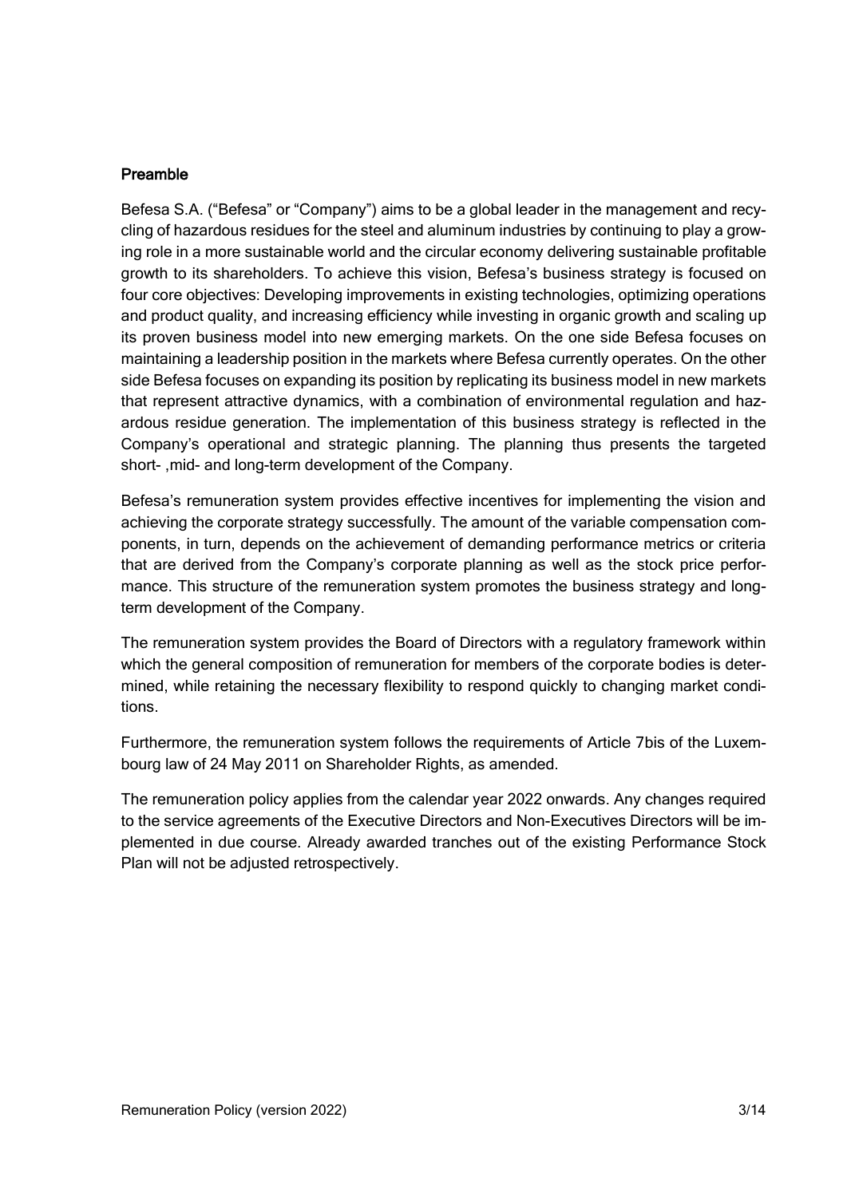## Preamble

Befesa S.A. ("Befesa" or "Company") aims to be a global leader in the management and recycling of hazardous residues for the steel and aluminum industries by continuing to play a growing role in a more sustainable world and the circular economy delivering sustainable profitable growth to its shareholders. To achieve this vision, Befesa's business strategy is focused on four core objectives: Developing improvements in existing technologies, optimizing operations and product quality, and increasing efficiency while investing in organic growth and scaling up its proven business model into new emerging markets. On the one side Befesa focuses on maintaining a leadership position in the markets where Befesa currently operates. On the other side Befesa focuses on expanding its position by replicating its business model in new markets that represent attractive dynamics, with a combination of environmental regulation and hazardous residue generation. The implementation of this business strategy is reflected in the Company's operational and strategic planning. The planning thus presents the targeted short- ,mid- and long-term development of the Company.

Befesa's remuneration system provides effective incentives for implementing the vision and achieving the corporate strategy successfully. The amount of the variable compensation components, in turn, depends on the achievement of demanding performance metrics or criteria that are derived from the Company's corporate planning as well as the stock price performance. This structure of the remuneration system promotes the business strategy and long-term development of the Company.

The remuneration system provides the Board of Directors with a regulatory framework within which the general composition of remuneration for members of the corporate bodies is determined, while retaining the necessary flexibility to respond quickly to changing market conditions.

Furthermore, the remuneration system follows the requirements of Article 7bis of the Luxembourg law of 24 May 2011 on Shareholder Rights, as amended.

The remuneration policy applies from the calendar year 2022 onwards. Any changes required to the service agreements of the Executive Directors and Non-Executives Directors will be implemented in due course. Already awarded tranches out of the existing Performance Stock Plan will not be adjusted retrospectively.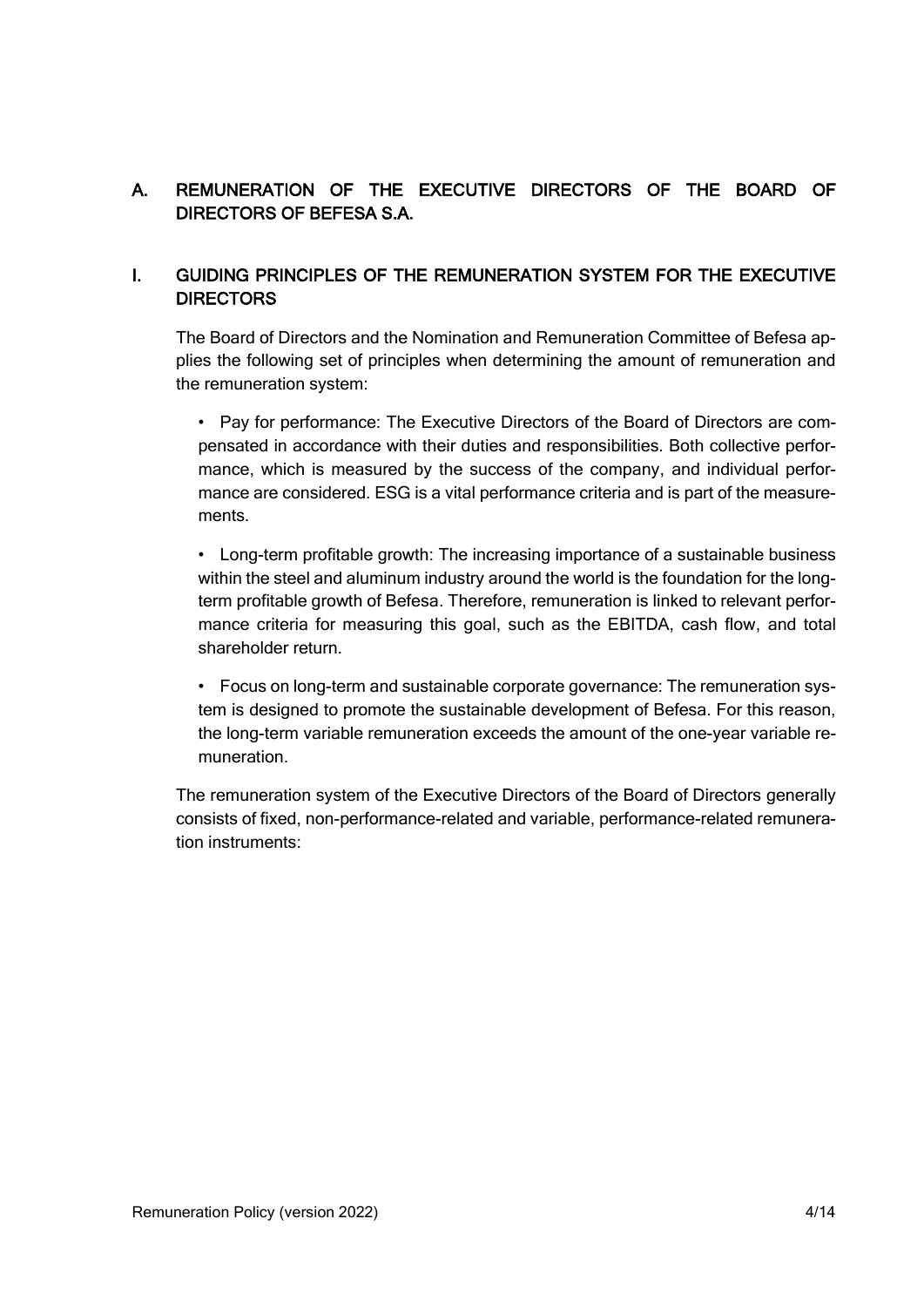## A. REMUNERATION OF THE EXECUTIVE DIRECTORS OF THE BOARD OF DIRECTORS OF BEFESA S.A.

### I. GUIDING PRINCIPLES OF THE REMUNERATION SYSTEM FOR THE EXECUTIVE DIRECTORS

The Board of Directors and the Nomination and Remuneration Committee of Befesa applies the following set of principles when determining the amount of remuneration and the remuneration system:

- Pay for performance: The Executive Directors of the Board of Directors are compensated in accordance with their duties and responsibilities. Both collective performance, which is measured by the success of the company, and individual performance are considered. ESG is a vital performance criteria and is part of the measurements.

- Long-term profitable growth: The increasing importance of a sustainable business within the steel and aluminum industry around the world is the foundation for the long-term profitable growth of Befesa. Therefore, remuneration is linked to relevant performance criteria for measuring this goal, such as the EBITDA, cash flow, and total shareholder return.

- Focus on long-term and sustainable corporate governance: The remuneration system is designed to promote the sustainable development of Befesa. For this reason, the long-term variable remuneration exceeds the amount of the one-year variable remuneration.

The remuneration system of the Executive Directors of the Board of Directors generally consists of fixed, non-performance-related and variable, performance-related remuneration instruments: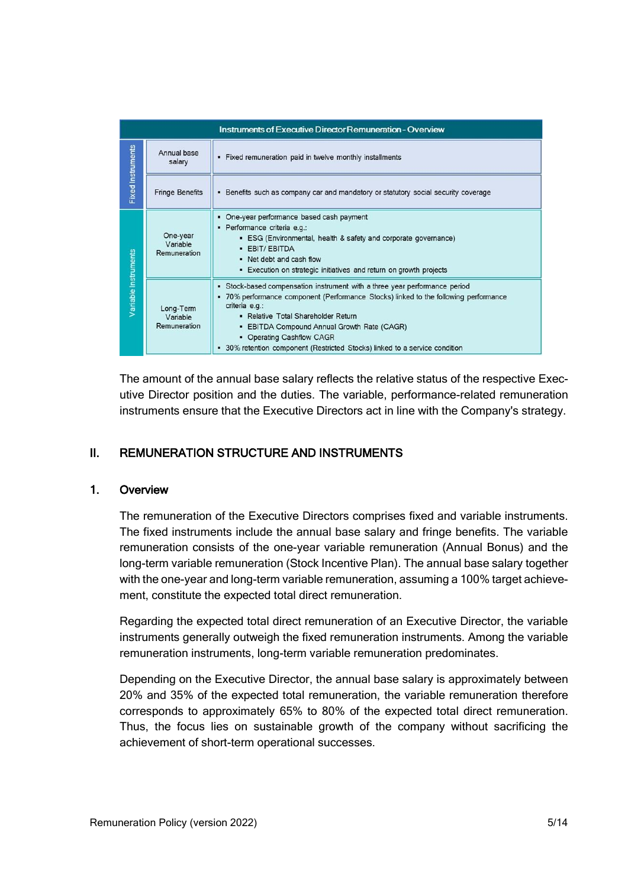| Instruments of Executive Director Remuneration - Overview | | |
|---|---|---|
| Fixed Instruments | Annual base salary | ▪ Fixed remuneration paid in twelve monthly installments |
| | Fringe Benefits | ▪ Benefits such as company car and mandatory or statutory social security coverage |
| Variable Instruments | One-year Variable Remuneration | ▪ One-year performance based cash payment<br>▪ Performance criteria e.g.:<br>&nbsp;&nbsp;▪ ESG (Environmental, health & safety and corporate governance)<br>&nbsp;&nbsp;▪ EBIT/ EBITDA<br>&nbsp;&nbsp;▪ Net debt and cash flow<br>&nbsp;&nbsp;▪ Execution on strategic initiatives and return on growth projects |
| | Long-Term Variable Remuneration | ▪ Stock-based compensation instrument with a three year performance period<br>▪ 70% performance component (Performance Stocks) linked to the following performance criteria e.g.:<br>&nbsp;&nbsp;▪ Relative Total Shareholder Return<br>&nbsp;&nbsp;▪ EBITDA Compound Annual Growth Rate (CAGR)<br>&nbsp;&nbsp;▪ Operating Cashflow CAGR<br>▪ 30% retention component (Restricted Stocks) linked to a service condition |

The amount of the annual base salary reflects the relative status of the respective Executive Director position and the duties. The variable, performance-related remuneration instruments ensure that the Executive Directors act in line with the Company's strategy.

## II. REMUNERATION STRUCTURE AND INSTRUMENTS

### 1. Overview

The remuneration of the Executive Directors comprises fixed and variable instruments. The fixed instruments include the annual base salary and fringe benefits. The variable remuneration consists of the one-year variable remuneration (Annual Bonus) and the long-term variable remuneration (Stock Incentive Plan). The annual base salary together with the one-year and long-term variable remuneration, assuming a 100% target achievement, constitute the expected total direct remuneration.

Regarding the expected total direct remuneration of an Executive Director, the variable instruments generally outweigh the fixed remuneration instruments. Among the variable remuneration instruments, long-term variable remuneration predominates.

Depending on the Executive Director, the annual base salary is approximately between 20% and 35% of the expected total remuneration, the variable remuneration therefore corresponds to approximately 65% to 80% of the expected total direct remuneration. Thus, the focus lies on sustainable growth of the company without sacrificing the achievement of short-term operational successes.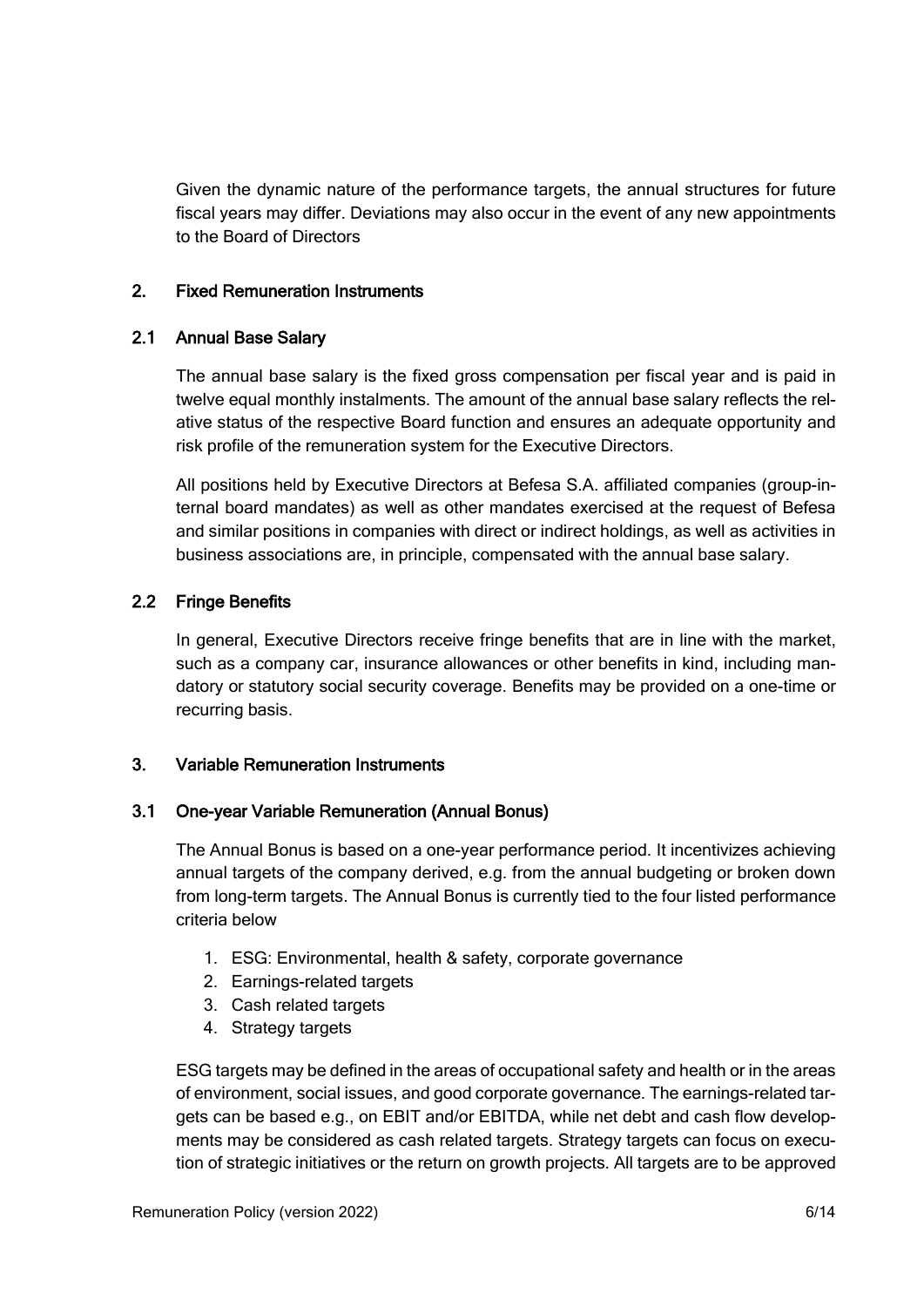Given the dynamic nature of the performance targets, the annual structures for future fiscal years may differ. Deviations may also occur in the event of any new appointments to the Board of Directors

## 2. Fixed Remuneration Instruments

### 2.1 Annual Base Salary

The annual base salary is the fixed gross compensation per fiscal year and is paid in twelve equal monthly instalments. The amount of the annual base salary reflects the relative status of the respective Board function and ensures an adequate opportunity and risk profile of the remuneration system for the Executive Directors.

All positions held by Executive Directors at Befesa S.A. affiliated companies (group-internal board mandates) as well as other mandates exercised at the request of Befesa and similar positions in companies with direct or indirect holdings, as well as activities in business associations are, in principle, compensated with the annual base salary.

### 2.2 Fringe Benefits

In general, Executive Directors receive fringe benefits that are in line with the market, such as a company car, insurance allowances or other benefits in kind, including mandatory or statutory social security coverage. Benefits may be provided on a one-time or recurring basis.

## 3. Variable Remuneration Instruments

### 3.1 One-year Variable Remuneration (Annual Bonus)

The Annual Bonus is based on a one-year performance period. It incentivizes achieving annual targets of the company derived, e.g. from the annual budgeting or broken down from long-term targets. The Annual Bonus is currently tied to the four listed performance criteria below

1. ESG: Environmental, health & safety, corporate governance
2. Earnings-related targets
3. Cash related targets
4. Strategy targets

ESG targets may be defined in the areas of occupational safety and health or in the areas of environment, social issues, and good corporate governance. The earnings-related targets can be based e.g., on EBIT and/or EBITDA, while net debt and cash flow developments may be considered as cash related targets. Strategy targets can focus on execution of strategic initiatives or the return on growth projects. All targets are to be approved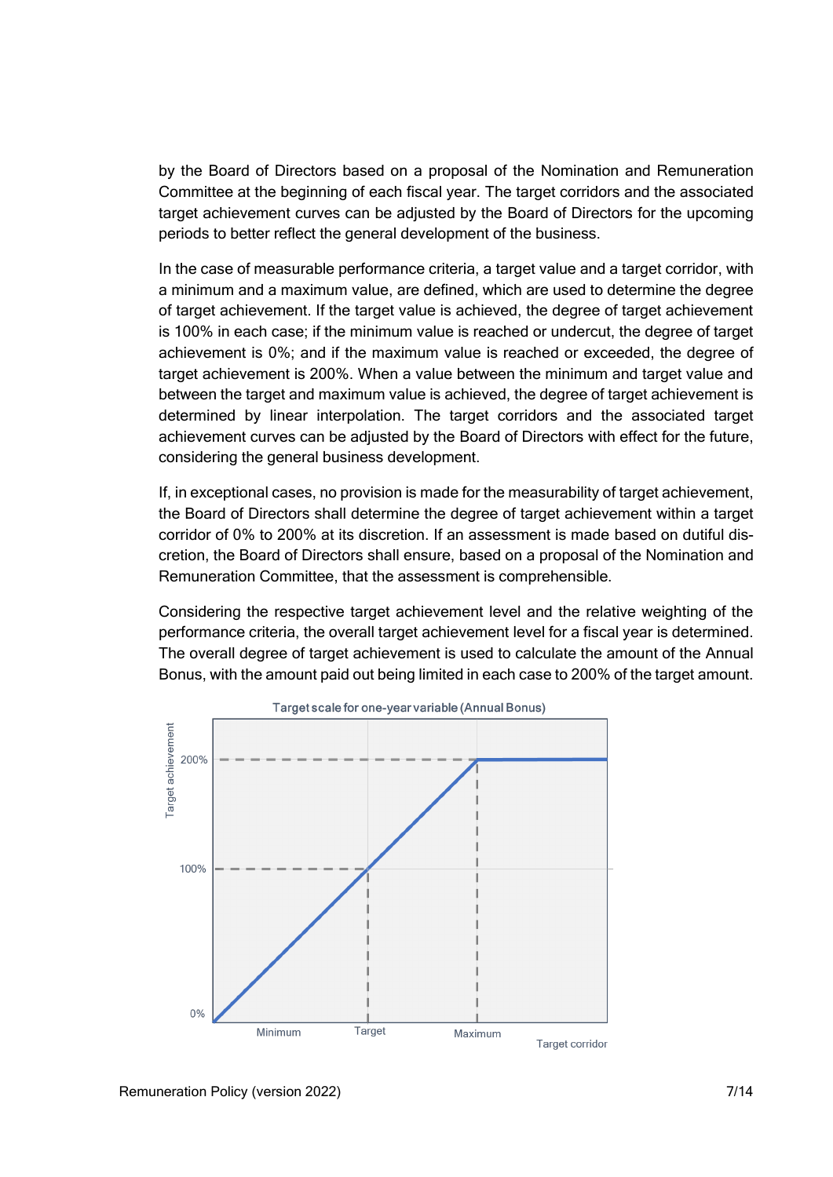by the Board of Directors based on a proposal of the Nomination and Remuneration Committee at the beginning of each fiscal year. The target corridors and the associated target achievement curves can be adjusted by the Board of Directors for the upcoming periods to better reflect the general development of the business.

In the case of measurable performance criteria, a target value and a target corridor, with a minimum and a maximum value, are defined, which are used to determine the degree of target achievement. If the target value is achieved, the degree of target achievement is 100% in each case; if the minimum value is reached or undercut, the degree of target achievement is 0%; and if the maximum value is reached or exceeded, the degree of target achievement is 200%. When a value between the minimum and target value and between the target and maximum value is achieved, the degree of target achievement is determined by linear interpolation. The target corridors and the associated target achievement curves can be adjusted by the Board of Directors with effect for the future, considering the general business development.

If, in exceptional cases, no provision is made for the measurability of target achievement, the Board of Directors shall determine the degree of target achievement within a target corridor of 0% to 200% at its discretion. If an assessment is made based on dutiful discretion, the Board of Directors shall ensure, based on a proposal of the Nomination and Remuneration Committee, that the assessment is comprehensible.

Considering the respective target achievement level and the relative weighting of the performance criteria, the overall target achievement level for a fiscal year is determined. The overall degree of target achievement is used to calculate the amount of the Annual Bonus, with the amount paid out being limited in each case to 200% of the target amount.

Target scale for one-year variable (Annual Bonus)

Target achievement: 0%, 100%, 200%

Target corridor: Minimum, Target, Maximum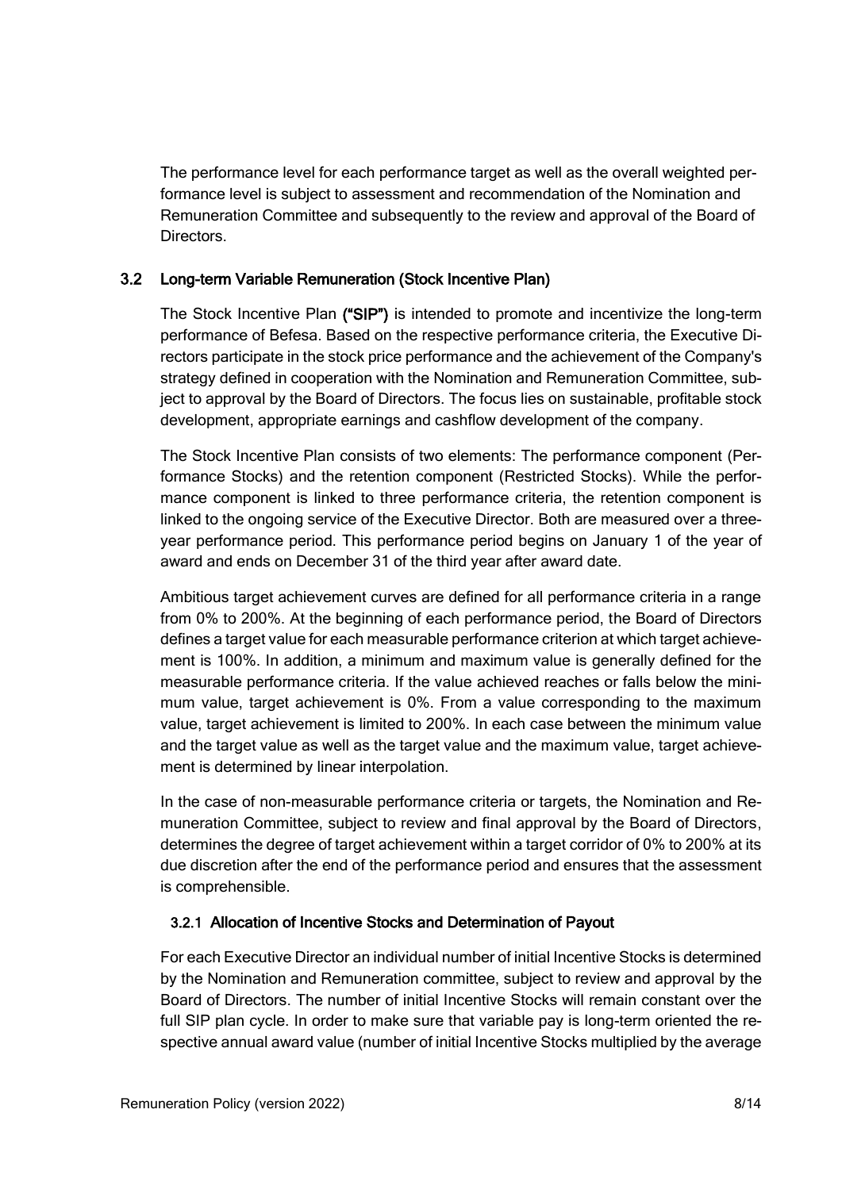The performance level for each performance target as well as the overall weighted performance level is subject to assessment and recommendation of the Nomination and Remuneration Committee and subsequently to the review and approval of the Board of Directors.

## 3.2 Long-term Variable Remuneration (Stock Incentive Plan)

The Stock Incentive Plan **("SIP")** is intended to promote and incentivize the long-term performance of Befesa. Based on the respective performance criteria, the Executive Directors participate in the stock price performance and the achievement of the Company's strategy defined in cooperation with the Nomination and Remuneration Committee, subject to approval by the Board of Directors. The focus lies on sustainable, profitable stock development, appropriate earnings and cashflow development of the company.

The Stock Incentive Plan consists of two elements: The performance component (Performance Stocks) and the retention component (Restricted Stocks). While the performance component is linked to three performance criteria, the retention component is linked to the ongoing service of the Executive Director. Both are measured over a three-year performance period. This performance period begins on January 1 of the year of award and ends on December 31 of the third year after award date.

Ambitious target achievement curves are defined for all performance criteria in a range from 0% to 200%. At the beginning of each performance period, the Board of Directors defines a target value for each measurable performance criterion at which target achievement is 100%. In addition, a minimum and maximum value is generally defined for the measurable performance criteria. If the value achieved reaches or falls below the minimum value, target achievement is 0%. From a value corresponding to the maximum value, target achievement is limited to 200%. In each case between the minimum value and the target value as well as the target value and the maximum value, target achievement is determined by linear interpolation.

In the case of non-measurable performance criteria or targets, the Nomination and Remuneration Committee, subject to review and final approval by the Board of Directors, determines the degree of target achievement within a target corridor of 0% to 200% at its due discretion after the end of the performance period and ensures that the assessment is comprehensible.

### 3.2.1 Allocation of Incentive Stocks and Determination of Payout

For each Executive Director an individual number of initial Incentive Stocks is determined by the Nomination and Remuneration committee, subject to review and approval by the Board of Directors. The number of initial Incentive Stocks will remain constant over the full SIP plan cycle. In order to make sure that variable pay is long-term oriented the respective annual award value (number of initial Incentive Stocks multiplied by the average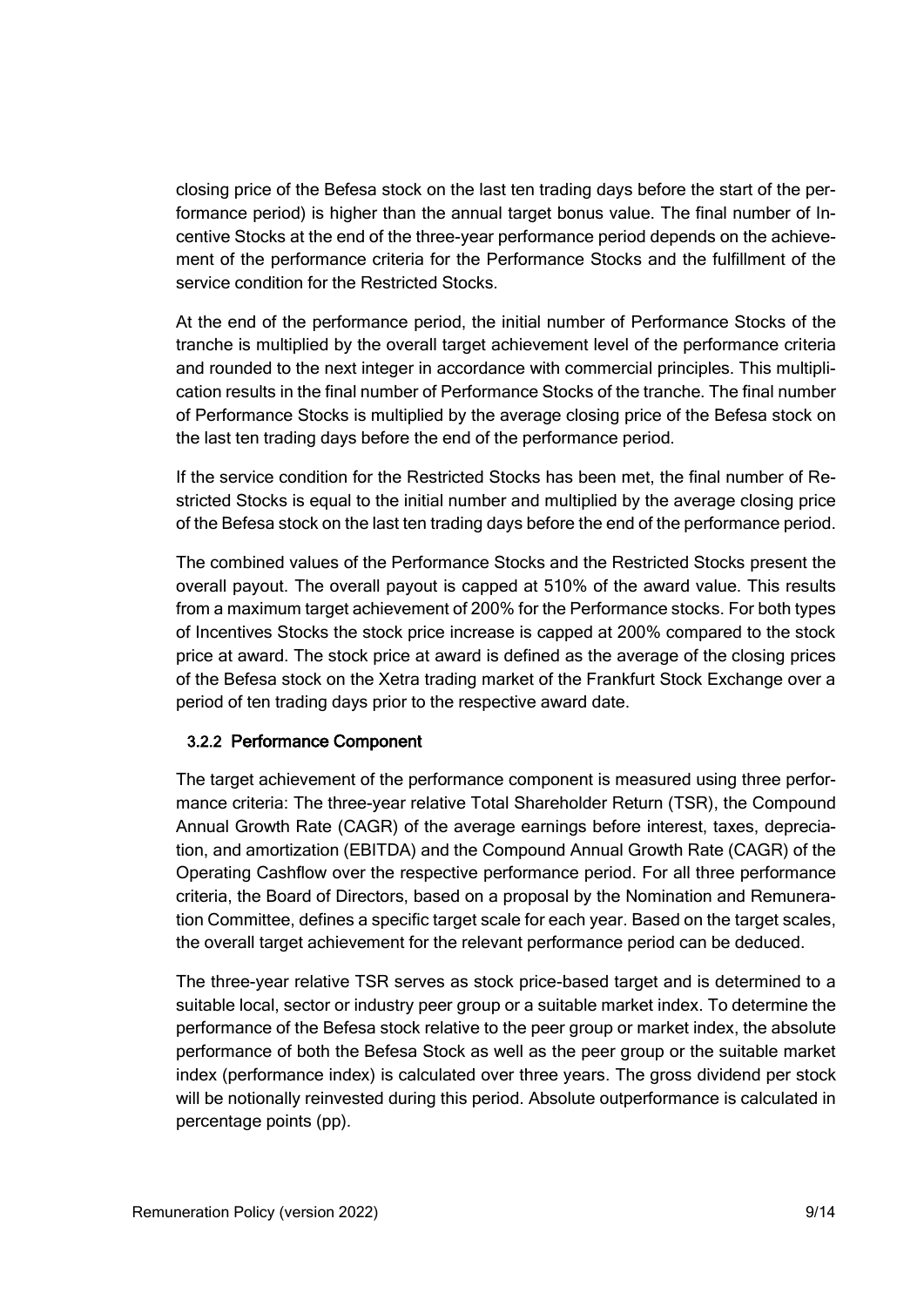closing price of the Befesa stock on the last ten trading days before the start of the performance period) is higher than the annual target bonus value. The final number of Incentive Stocks at the end of the three-year performance period depends on the achievement of the performance criteria for the Performance Stocks and the fulfillment of the service condition for the Restricted Stocks.

At the end of the performance period, the initial number of Performance Stocks of the tranche is multiplied by the overall target achievement level of the performance criteria and rounded to the next integer in accordance with commercial principles. This multiplication results in the final number of Performance Stocks of the tranche. The final number of Performance Stocks is multiplied by the average closing price of the Befesa stock on the last ten trading days before the end of the performance period.

If the service condition for the Restricted Stocks has been met, the final number of Restricted Stocks is equal to the initial number and multiplied by the average closing price of the Befesa stock on the last ten trading days before the end of the performance period.

The combined values of the Performance Stocks and the Restricted Stocks present the overall payout. The overall payout is capped at 510% of the award value. This results from a maximum target achievement of 200% for the Performance stocks. For both types of Incentives Stocks the stock price increase is capped at 200% compared to the stock price at award. The stock price at award is defined as the average of the closing prices of the Befesa stock on the Xetra trading market of the Frankfurt Stock Exchange over a period of ten trading days prior to the respective award date.

### 3.2.2 Performance Component

The target achievement of the performance component is measured using three performance criteria: The three-year relative Total Shareholder Return (TSR), the Compound Annual Growth Rate (CAGR) of the average earnings before interest, taxes, depreciation, and amortization (EBITDA) and the Compound Annual Growth Rate (CAGR) of the Operating Cashflow over the respective performance period. For all three performance criteria, the Board of Directors, based on a proposal by the Nomination and Remuneration Committee, defines a specific target scale for each year. Based on the target scales, the overall target achievement for the relevant performance period can be deduced.

The three-year relative TSR serves as stock price-based target and is determined to a suitable local, sector or industry peer group or a suitable market index. To determine the performance of the Befesa stock relative to the peer group or market index, the absolute performance of both the Befesa Stock as well as the peer group or the suitable market index (performance index) is calculated over three years. The gross dividend per stock will be notionally reinvested during this period. Absolute outperformance is calculated in percentage points (pp).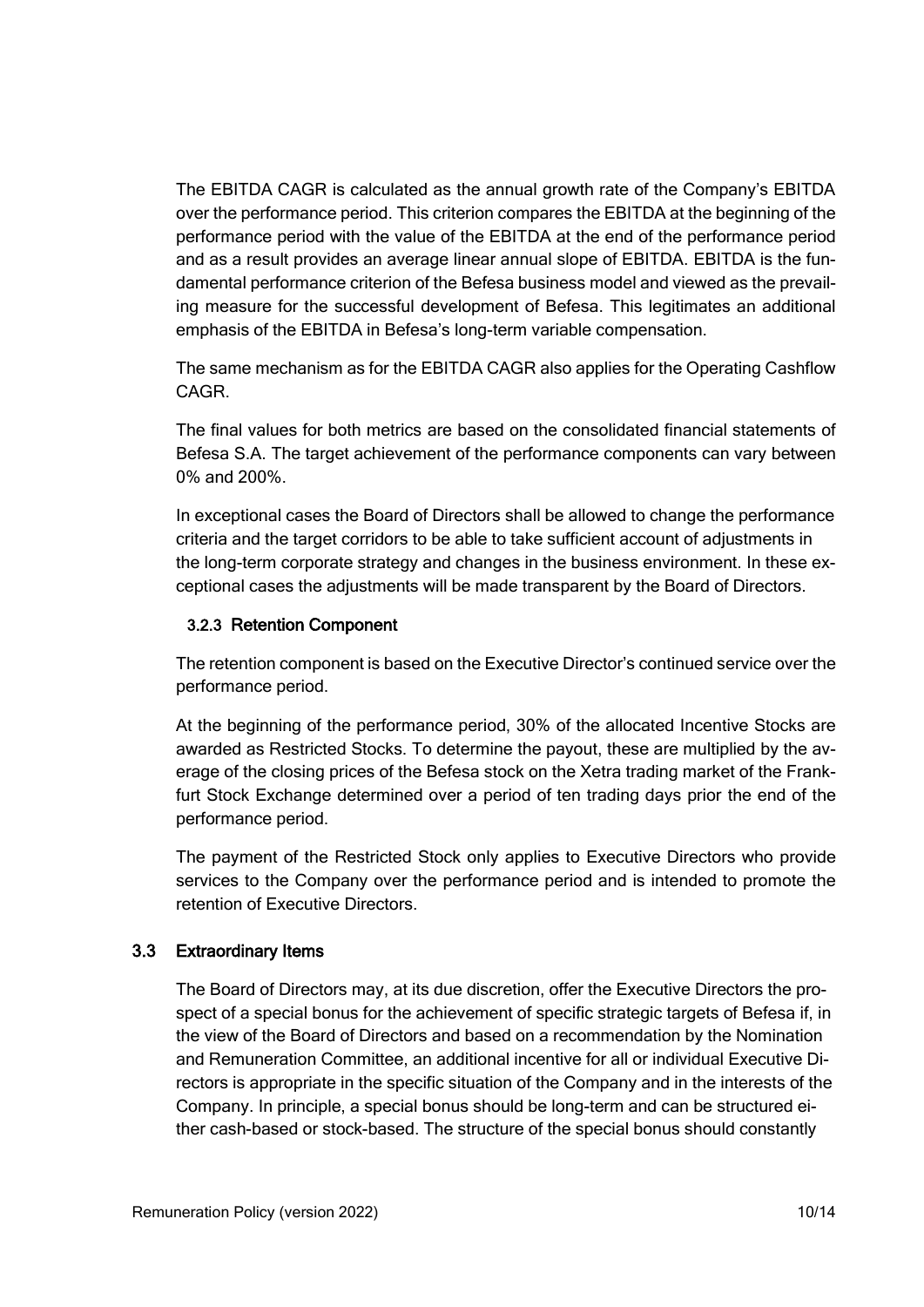The EBITDA CAGR is calculated as the annual growth rate of the Company's EBITDA over the performance period. This criterion compares the EBITDA at the beginning of the performance period with the value of the EBITDA at the end of the performance period and as a result provides an average linear annual slope of EBITDA. EBITDA is the fundamental performance criterion of the Befesa business model and viewed as the prevailing measure for the successful development of Befesa. This legitimates an additional emphasis of the EBITDA in Befesa's long-term variable compensation.

The same mechanism as for the EBITDA CAGR also applies for the Operating Cashflow CAGR.

The final values for both metrics are based on the consolidated financial statements of Befesa S.A. The target achievement of the performance components can vary between 0% and 200%.

In exceptional cases the Board of Directors shall be allowed to change the performance criteria and the target corridors to be able to take sufficient account of adjustments in the long-term corporate strategy and changes in the business environment. In these exceptional cases the adjustments will be made transparent by the Board of Directors.

#### 3.2.3 Retention Component

The retention component is based on the Executive Director's continued service over the performance period.

At the beginning of the performance period, 30% of the allocated Incentive Stocks are awarded as Restricted Stocks. To determine the payout, these are multiplied by the average of the closing prices of the Befesa stock on the Xetra trading market of the Frankfurt Stock Exchange determined over a period of ten trading days prior the end of the performance period.

The payment of the Restricted Stock only applies to Executive Directors who provide services to the Company over the performance period and is intended to promote the retention of Executive Directors.

### 3.3 Extraordinary Items

The Board of Directors may, at its due discretion, offer the Executive Directors the prospect of a special bonus for the achievement of specific strategic targets of Befesa if, in the view of the Board of Directors and based on a recommendation by the Nomination and Remuneration Committee, an additional incentive for all or individual Executive Directors is appropriate in the specific situation of the Company and in the interests of the Company. In principle, a special bonus should be long-term and can be structured either cash-based or stock-based. The structure of the special bonus should constantly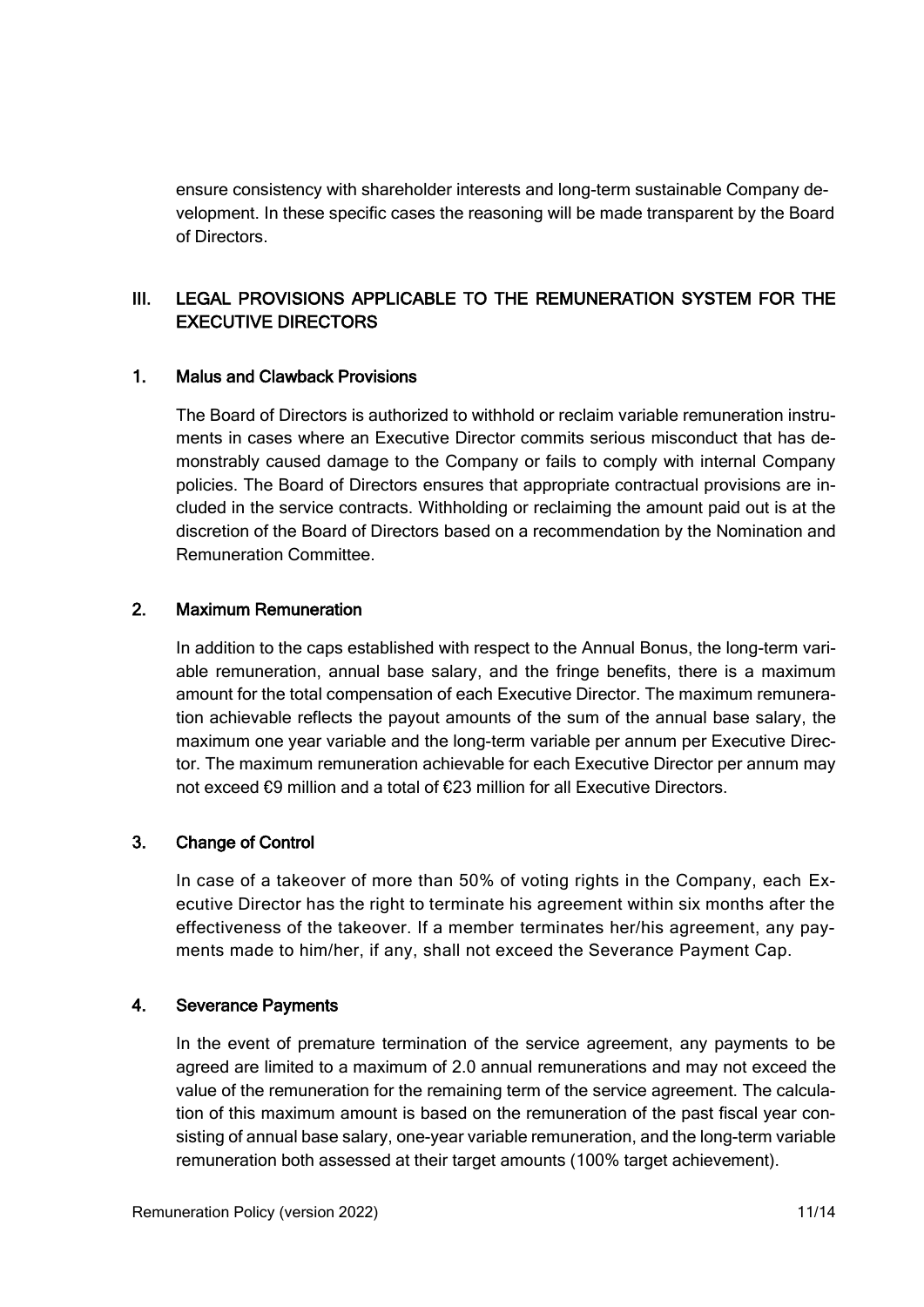ensure consistency with shareholder interests and long-term sustainable Company development. In these specific cases the reasoning will be made transparent by the Board of Directors.

## III. LEGAL PROVISIONS APPLICABLE TO THE REMUNERATION SYSTEM FOR THE EXECUTIVE DIRECTORS

### 1. Malus and Clawback Provisions

The Board of Directors is authorized to withhold or reclaim variable remuneration instruments in cases where an Executive Director commits serious misconduct that has demonstrably caused damage to the Company or fails to comply with internal Company policies. The Board of Directors ensures that appropriate contractual provisions are included in the service contracts. Withholding or reclaiming the amount paid out is at the discretion of the Board of Directors based on a recommendation by the Nomination and Remuneration Committee.

### 2. Maximum Remuneration

In addition to the caps established with respect to the Annual Bonus, the long-term variable remuneration, annual base salary, and the fringe benefits, there is a maximum amount for the total compensation of each Executive Director. The maximum remuneration achievable reflects the payout amounts of the sum of the annual base salary, the maximum one year variable and the long-term variable per annum per Executive Director. The maximum remuneration achievable for each Executive Director per annum may not exceed €9 million and a total of €23 million for all Executive Directors.

### 3. Change of Control

In case of a takeover of more than 50% of voting rights in the Company, each Executive Director has the right to terminate his agreement within six months after the effectiveness of the takeover. If a member terminates her/his agreement, any payments made to him/her, if any, shall not exceed the Severance Payment Cap.

### 4. Severance Payments

In the event of premature termination of the service agreement, any payments to be agreed are limited to a maximum of 2.0 annual remunerations and may not exceed the value of the remuneration for the remaining term of the service agreement. The calculation of this maximum amount is based on the remuneration of the past fiscal year consisting of annual base salary, one-year variable remuneration, and the long-term variable remuneration both assessed at their target amounts (100% target achievement).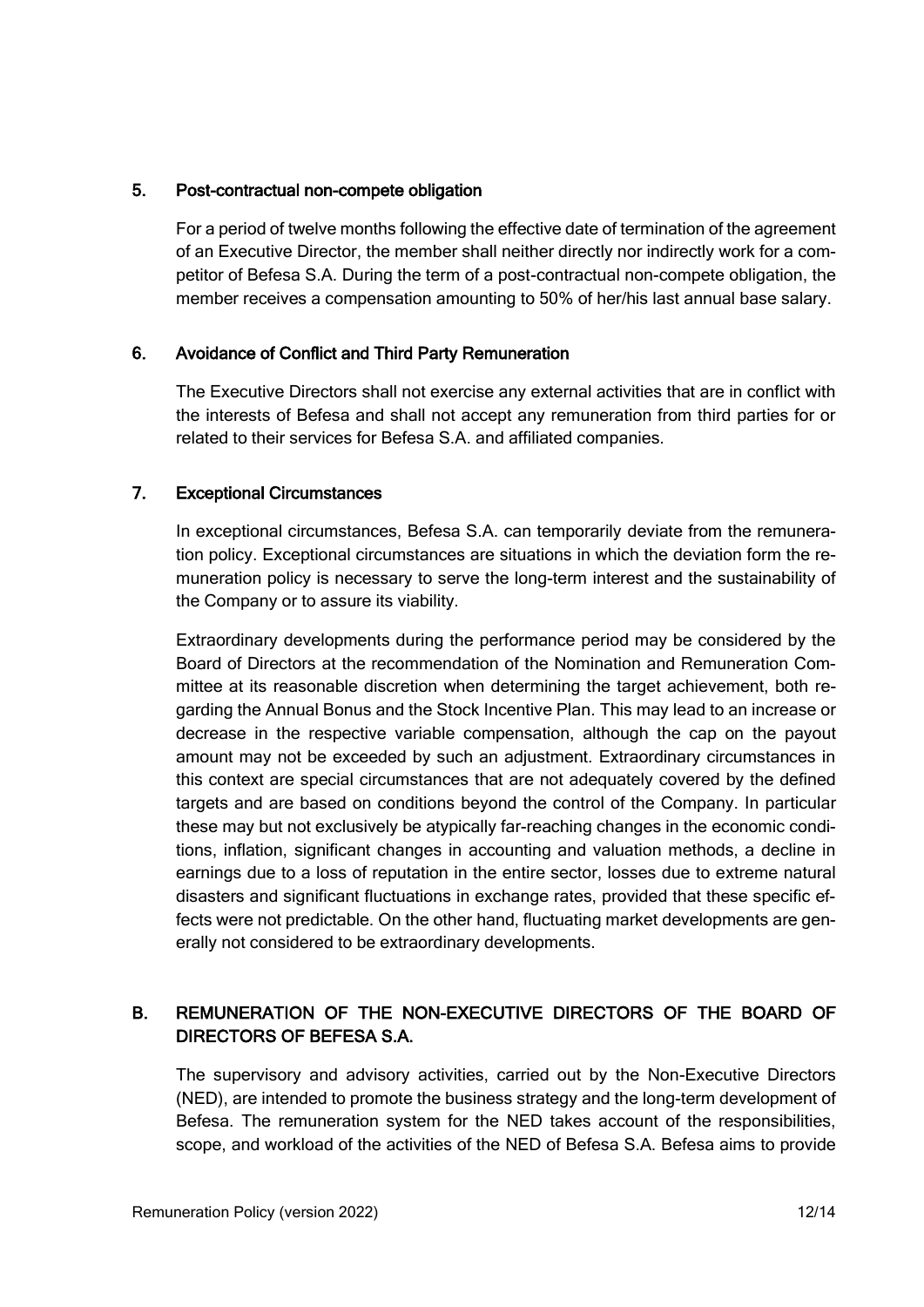### 5. Post-contractual non-compete obligation

For a period of twelve months following the effective date of termination of the agreement of an Executive Director, the member shall neither directly nor indirectly work for a competitor of Befesa S.A. During the term of a post-contractual non-compete obligation, the member receives a compensation amounting to 50% of her/his last annual base salary.

### 6. Avoidance of Conflict and Third Party Remuneration

The Executive Directors shall not exercise any external activities that are in conflict with the interests of Befesa and shall not accept any remuneration from third parties for or related to their services for Befesa S.A. and affiliated companies.

### 7. Exceptional Circumstances

In exceptional circumstances, Befesa S.A. can temporarily deviate from the remuneration policy. Exceptional circumstances are situations in which the deviation form the remuneration policy is necessary to serve the long-term interest and the sustainability of the Company or to assure its viability.

Extraordinary developments during the performance period may be considered by the Board of Directors at the recommendation of the Nomination and Remuneration Committee at its reasonable discretion when determining the target achievement, both regarding the Annual Bonus and the Stock Incentive Plan. This may lead to an increase or decrease in the respective variable compensation, although the cap on the payout amount may not be exceeded by such an adjustment. Extraordinary circumstances in this context are special circumstances that are not adequately covered by the defined targets and are based on conditions beyond the control of the Company. In particular these may but not exclusively be atypically far-reaching changes in the economic conditions, inflation, significant changes in accounting and valuation methods, a decline in earnings due to a loss of reputation in the entire sector, losses due to extreme natural disasters and significant fluctuations in exchange rates, provided that these specific effects were not predictable. On the other hand, fluctuating market developments are generally not considered to be extraordinary developments.

## B. REMUNERATION OF THE NON-EXECUTIVE DIRECTORS OF THE BOARD OF DIRECTORS OF BEFESA S.A.

The supervisory and advisory activities, carried out by the Non-Executive Directors (NED), are intended to promote the business strategy and the long-term development of Befesa. The remuneration system for the NED takes account of the responsibilities, scope, and workload of the activities of the NED of Befesa S.A. Befesa aims to provide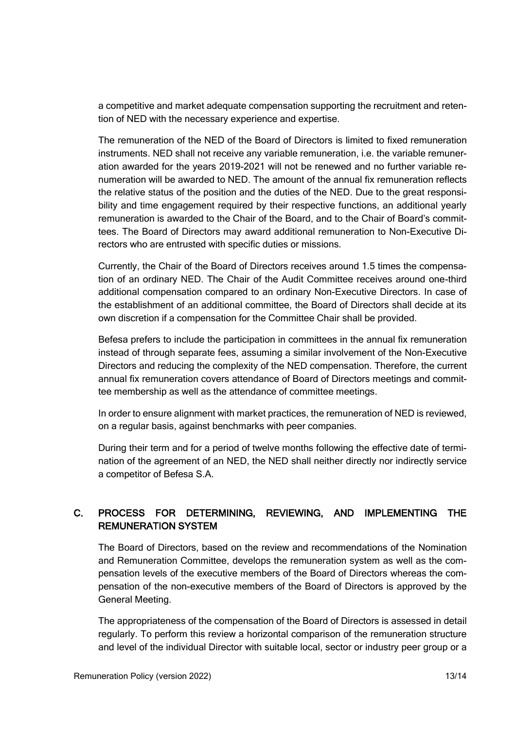a competitive and market adequate compensation supporting the recruitment and retention of NED with the necessary experience and expertise.

The remuneration of the NED of the Board of Directors is limited to fixed remuneration instruments. NED shall not receive any variable remuneration, i.e. the variable remuneration awarded for the years 2019-2021 will not be renewed and no further variable remuneration will be awarded to NED. The amount of the annual fix remuneration reflects the relative status of the position and the duties of the NED. Due to the great responsibility and time engagement required by their respective functions, an additional yearly remuneration is awarded to the Chair of the Board, and to the Chair of Board's committees. The Board of Directors may award additional remuneration to Non-Executive Directors who are entrusted with specific duties or missions.

Currently, the Chair of the Board of Directors receives around 1.5 times the compensation of an ordinary NED. The Chair of the Audit Committee receives around one-third additional compensation compared to an ordinary Non-Executive Directors. In case of the establishment of an additional committee, the Board of Directors shall decide at its own discretion if a compensation for the Committee Chair shall be provided.

Befesa prefers to include the participation in committees in the annual fix remuneration instead of through separate fees, assuming a similar involvement of the Non-Executive Directors and reducing the complexity of the NED compensation. Therefore, the current annual fix remuneration covers attendance of Board of Directors meetings and committee membership as well as the attendance of committee meetings.

In order to ensure alignment with market practices, the remuneration of NED is reviewed, on a regular basis, against benchmarks with peer companies.

During their term and for a period of twelve months following the effective date of termination of the agreement of an NED, the NED shall neither directly nor indirectly service a competitor of Befesa S.A.

## C. PROCESS FOR DETERMINING, REVIEWING, AND IMPLEMENTING THE REMUNERATION SYSTEM

The Board of Directors, based on the review and recommendations of the Nomination and Remuneration Committee, develops the remuneration system as well as the compensation levels of the executive members of the Board of Directors whereas the compensation of the non-executive members of the Board of Directors is approved by the General Meeting.

The appropriateness of the compensation of the Board of Directors is assessed in detail regularly. To perform this review a horizontal comparison of the remuneration structure and level of the individual Director with suitable local, sector or industry peer group or a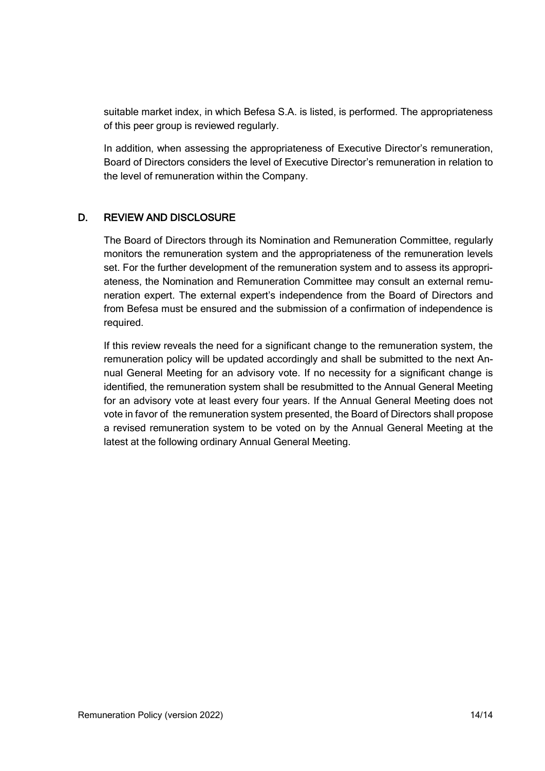suitable market index, in which Befesa S.A. is listed, is performed. The appropriateness of this peer group is reviewed regularly.

In addition, when assessing the appropriateness of Executive Director's remuneration, Board of Directors considers the level of Executive Director's remuneration in relation to the level of remuneration within the Company.

## D. REVIEW AND DISCLOSURE

The Board of Directors through its Nomination and Remuneration Committee, regularly monitors the remuneration system and the appropriateness of the remuneration levels set. For the further development of the remuneration system and to assess its appropriateness, the Nomination and Remuneration Committee may consult an external remuneration expert. The external expert's independence from the Board of Directors and from Befesa must be ensured and the submission of a confirmation of independence is required.

If this review reveals the need for a significant change to the remuneration system, the remuneration policy will be updated accordingly and shall be submitted to the next Annual General Meeting for an advisory vote. If no necessity for a significant change is identified, the remuneration system shall be resubmitted to the Annual General Meeting for an advisory vote at least every four years. If the Annual General Meeting does not vote in favor of the remuneration system presented, the Board of Directors shall propose a revised remuneration system to be voted on by the Annual General Meeting at the latest at the following ordinary Annual General Meeting.